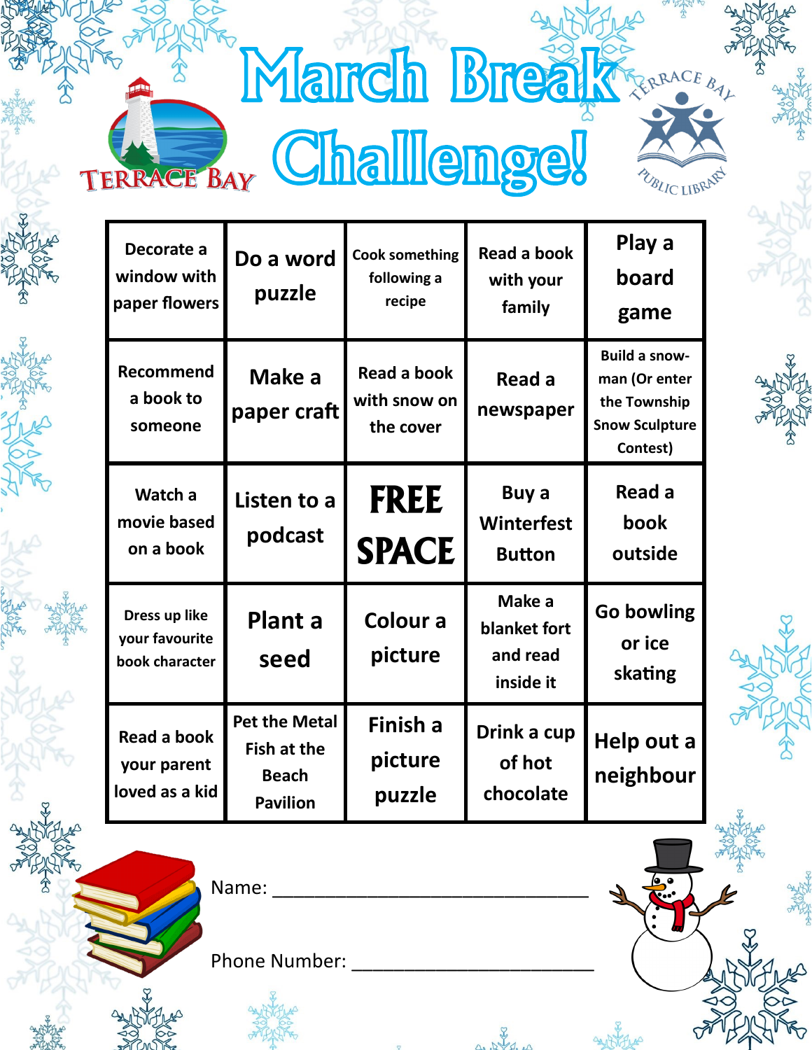# March Break Challenge!

TERRACE BAY

TERRACE BAY PUBLIC LIBRARY

| | | | | |
|---|---|---|---|---|
| Decorate a window with paper flowers | Do a word puzzle | Cook something following a recipe | Read a book with your family | Play a board game |
| Recommend a book to someone | Make a paper craft | Read a book with snow on the cover | Read a newspaper | Build a snow-man (Or enter the Township Snow Sculpture Contest) |
| Watch a movie based on a book | Listen to a podcast | **FREE SPACE** | Buy a Winterfest Button | Read a book outside |
| Dress up like your favourite book character | Plant a seed | Colour a picture | Make a blanket fort and read inside it | Go bowling or ice skating |
| Read a book your parent loved as a kid | Pet the Metal Fish at the Beach Pavilion | Finish a picture puzzle | Drink a cup of hot chocolate | Help out a neighbour |

Name: ________________________________

Phone Number: ________________________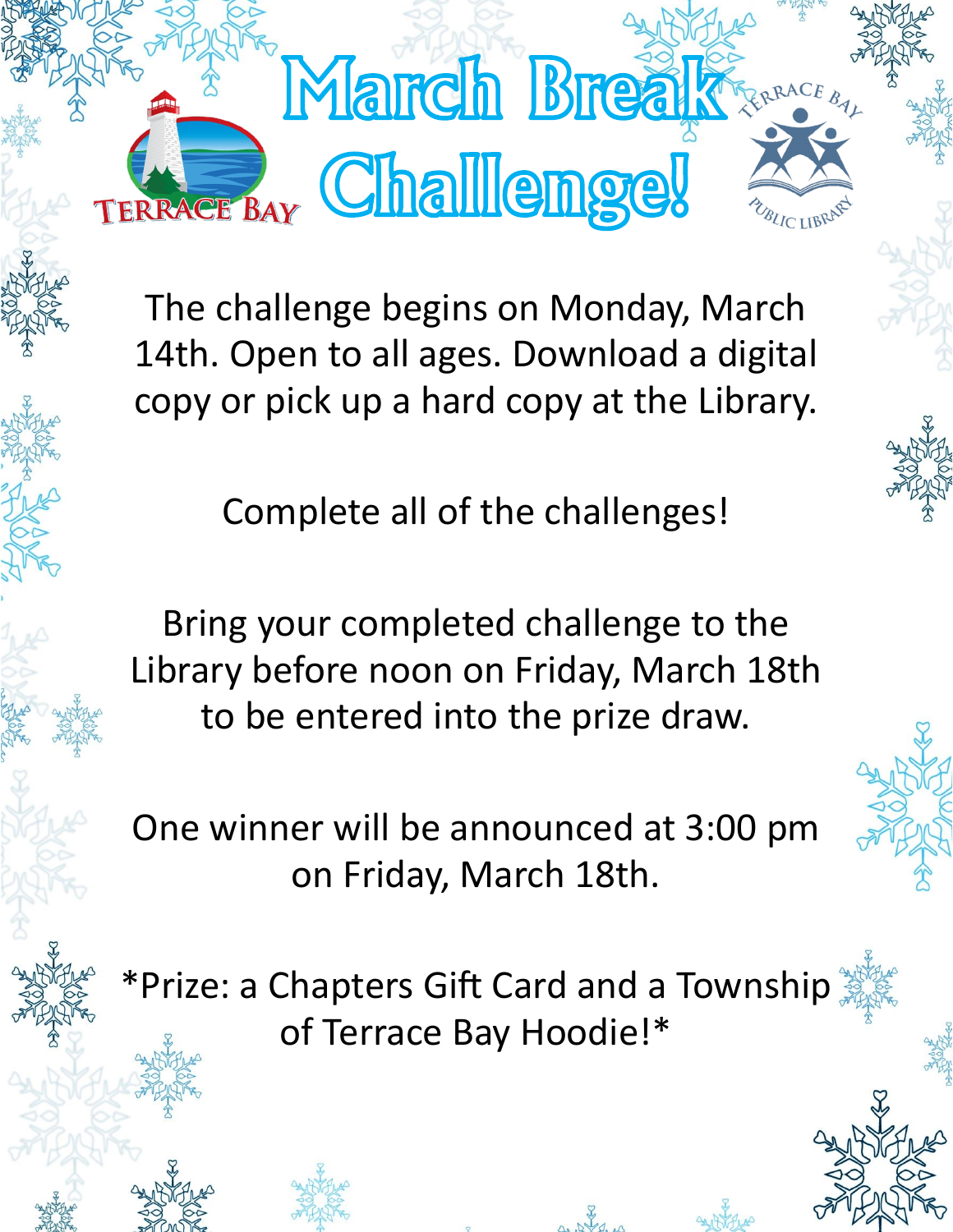# March Break Challenge!

TERRACE BAY

TERRACE BAY PUBLIC LIBRARY

The challenge begins on Monday, March 14th. Open to all ages. Download a digital copy or pick up a hard copy at the Library.

Complete all of the challenges!

Bring your completed challenge to the Library before noon on Friday, March 18th to be entered into the prize draw.

One winner will be announced at 3:00 pm on Friday, March 18th.

*Prize: a Chapters Gift Card and a Township of Terrace Bay Hoodie!*